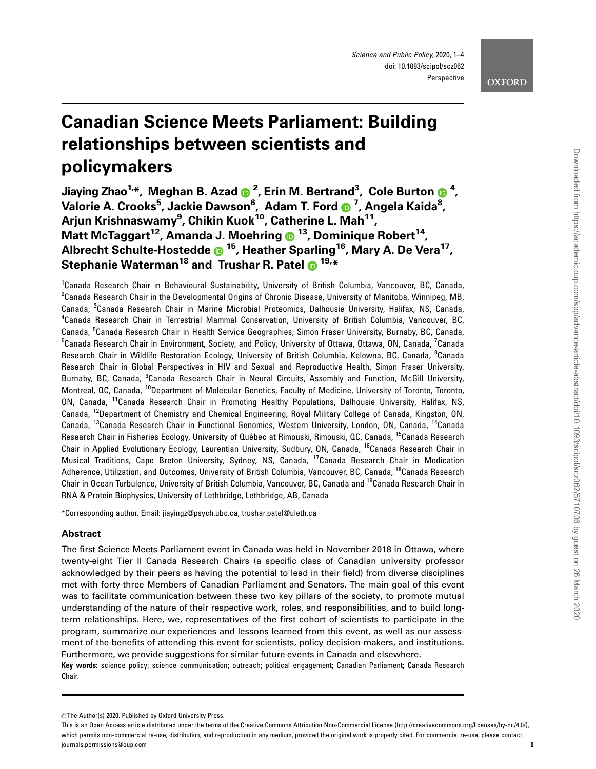Perspective

# Canadian Science Meets Parliament: Building relationships between scientists and policymakers

**Jiaying Zhao[1,*], Meghan B. Azad[2], Erin M. Bertrand[3], Cole Burton[4], Valorie A. Crooks[5], Jackie Dawson[6], Adam T. Ford[7], Angela Kaida[8], Arjun Krishnaswamy[9], Chikin Kuok[10], Catherine L. Mah[11], Matt McTaggart[12], Amanda J. Moehring[13], Dominique Robert[14], Albrecht Schulte-Hostedde[15], Heather Sparling[16], Mary A. De Vera[17], Stephanie Waterman[18] and Trushar R. Patel[19,*]**

[1]Canada Research Chair in Behavioural Sustainability, University of British Columbia, Vancouver, BC, Canada, [2]Canada Research Chair in the Developmental Origins of Chronic Disease, University of Manitoba, Winnipeg, MB, Canada, [3]Canada Research Chair in Marine Microbial Proteomics, Dalhousie University, Halifax, NS, Canada, [4]Canada Research Chair in Terrestrial Mammal Conservation, University of British Columbia, Vancouver, BC, Canada, [5]Canada Research Chair in Health Service Geographies, Simon Fraser University, Burnaby, BC, Canada, [6]Canada Research Chair in Environment, Society, and Policy, University of Ottawa, Ottawa, ON, Canada, [7]Canada Research Chair in Wildlife Restoration Ecology, University of British Columbia, Kelowna, BC, Canada, [8]Canada Research Chair in Global Perspectives in HIV and Sexual and Reproductive Health, Simon Fraser University, Burnaby, BC, Canada, [9]Canada Research Chair in Neural Circuits, Assembly and Function, McGill University, Montreal, QC, Canada, [10]Department of Molecular Genetics, Faculty of Medicine, University of Toronto, Toronto, ON, Canada, [11]Canada Research Chair in Promoting Healthy Populations, Dalhousie University, Halifax, NS, Canada, [12]Department of Chemistry and Chemical Engineering, Royal Military College of Canada, Kingston, ON, Canada, [13]Canada Research Chair in Functional Genomics, Western University, London, ON, Canada, [14]Canada Research Chair in Fisheries Ecology, University of Québec at Rimouski, Rimouski, QC, Canada, [15]Canada Research Chair in Applied Evolutionary Ecology, Laurentian University, Sudbury, ON, Canada, [16]Canada Research Chair in Musical Traditions, Cape Breton University, Sydney, NS, Canada, [17]Canada Research Chair in Medication Adherence, Utilization, and Outcomes, University of British Columbia, Vancouver, BC, Canada, [18]Canada Research Chair in Ocean Turbulence, University of British Columbia, Vancouver, BC, Canada and [19]Canada Research Chair in RNA & Protein Biophysics, University of Lethbridge, Lethbridge, AB, Canada

*Corresponding author. Email: jiayingz@psych.ubc.ca, trushar.patel@uleth.ca

## Abstract

The first Science Meets Parliament event in Canada was held in November 2018 in Ottawa, where twenty-eight Tier II Canada Research Chairs (a specific class of Canadian university professor acknowledged by their peers as having the potential to lead in their field) from diverse disciplines met with forty-three Members of Canadian Parliament and Senators. The main goal of this event was to facilitate communication between these two key pillars of the society, to promote mutual understanding of the nature of their respective work, roles, and responsibilities, and to build long-term relationships. Here, we, representatives of the first cohort of scientists to participate in the program, summarize our experiences and lessons learned from this event, as well as our assessment of the benefits of attending this event for scientists, policy decision-makers, and institutions. Furthermore, we provide suggestions for similar future events in Canada and elsewhere.

**Key words:** science policy; science communication; outreach; political engagement; Canadian Parliament; Canada Research Chair.

© The Author(s) 2020. Published by Oxford University Press.

This is an Open Access article distributed under the terms of the Creative Commons Attribution Non-Commercial License (http://creativecommons.org/licenses/by-nc/4.0/), which permits non-commercial re-use, distribution, and reproduction in any medium, provided the original work is properly cited. For commercial re-use, please contact journals.permissions@oup.com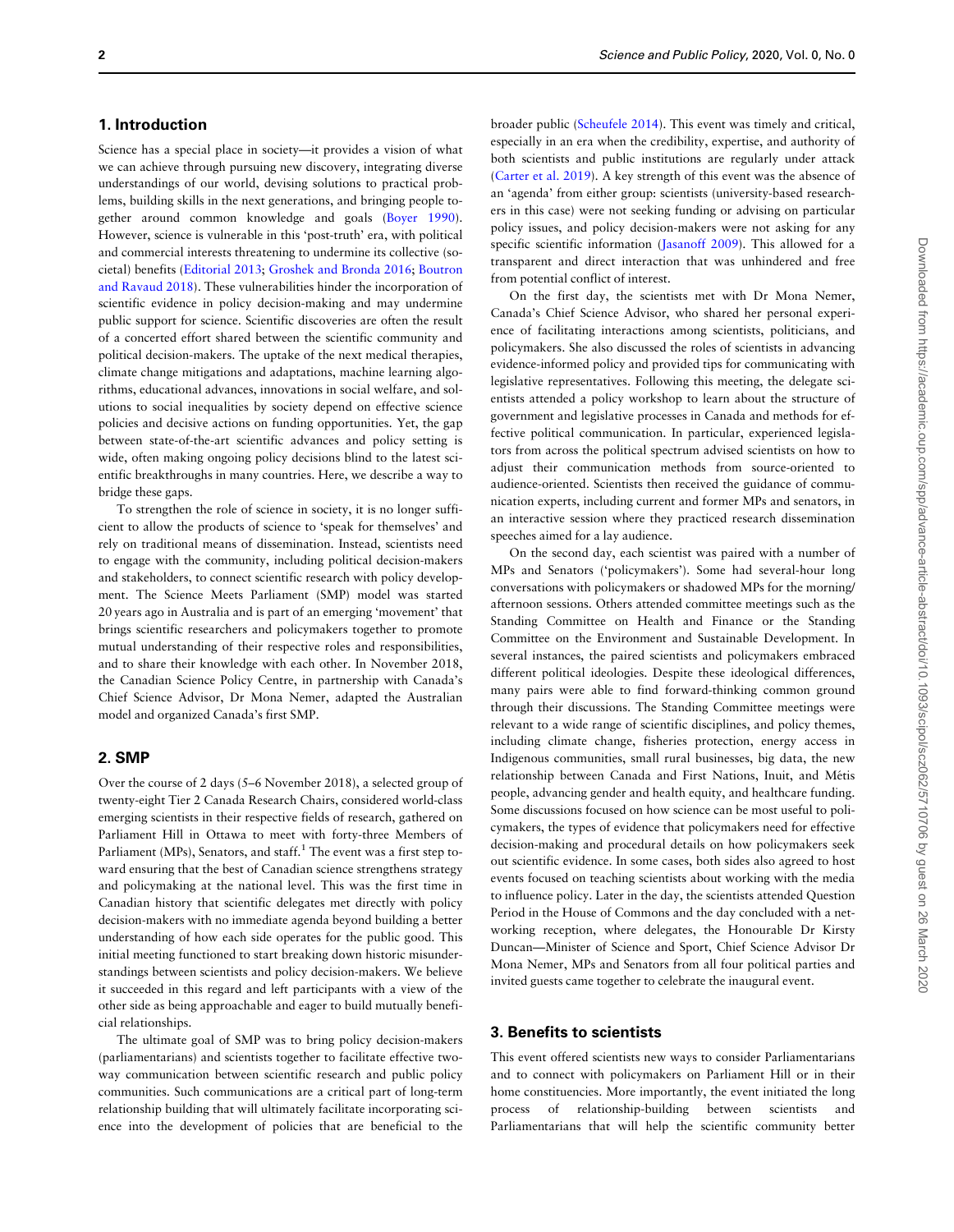## 1. Introduction

Science has a special place in society—it provides a vision of what we can achieve through pursuing new discovery, integrating diverse understandings of our world, devising solutions to practical problems, building skills in the next generations, and bringing people together around common knowledge and goals (Boyer 1990). However, science is vulnerable in this 'post-truth' era, with political and commercial interests threatening to undermine its collective (societal) benefits (Editorial 2013; Groshek and Bronda 2016; Boutron and Ravaud 2018). These vulnerabilities hinder the incorporation of scientific evidence in policy decision-making and may undermine public support for science. Scientific discoveries are often the result of a concerted effort shared between the scientific community and political decision-makers. The uptake of the next medical therapies, climate change mitigations and adaptations, machine learning algorithms, educational advances, innovations in social welfare, and solutions to social inequalities by society depend on effective science policies and decisive actions on funding opportunities. Yet, the gap between state-of-the-art scientific advances and policy setting is wide, often making ongoing policy decisions blind to the latest scientific breakthroughs in many countries. Here, we describe a way to bridge these gaps.

To strengthen the role of science in society, it is no longer sufficient to allow the products of science to 'speak for themselves' and rely on traditional means of dissemination. Instead, scientists need to engage with the community, including political decision-makers and stakeholders, to connect scientific research with policy development. The Science Meets Parliament (SMP) model was started 20 years ago in Australia and is part of an emerging 'movement' that brings scientific researchers and policymakers together to promote mutual understanding of their respective roles and responsibilities, and to share their knowledge with each other. In November 2018, the Canadian Science Policy Centre, in partnership with Canada's Chief Science Advisor, Dr Mona Nemer, adapted the Australian model and organized Canada's first SMP.

## 2. SMP

Over the course of 2 days (5–6 November 2018), a selected group of twenty-eight Tier 2 Canada Research Chairs, considered world-class emerging scientists in their respective fields of research, gathered on Parliament Hill in Ottawa to meet with forty-three Members of Parliament (MPs), Senators, and staff.[1] The event was a first step toward ensuring that the best of Canadian science strengthens strategy and policymaking at the national level. This was the first time in Canadian history that scientific delegates met directly with policy decision-makers with no immediate agenda beyond building a better understanding of how each side operates for the public good. This initial meeting functioned to start breaking down historic misunderstandings between scientists and policy decision-makers. We believe it succeeded in this regard and left participants with a view of the other side as being approachable and eager to build mutually beneficial relationships.

The ultimate goal of SMP was to bring policy decision-makers (parliamentarians) and scientists together to facilitate effective two-way communication between scientific research and public policy communities. Such communications are a critical part of long-term relationship building that will ultimately facilitate incorporating science into the development of policies that are beneficial to the broader public (Scheufele 2014). This event was timely and critical, especially in an era when the credibility, expertise, and authority of both scientists and public institutions are regularly under attack (Carter et al. 2019). A key strength of this event was the absence of an 'agenda' from either group: scientists (university-based researchers in this case) were not seeking funding or advising on particular policy issues, and policy decision-makers were not asking for any specific scientific information (Jasanoff 2009). This allowed for a transparent and direct interaction that was unhindered and free from potential conflict of interest.

On the first day, the scientists met with Dr Mona Nemer, Canada's Chief Science Advisor, who shared her personal experience of facilitating interactions among scientists, politicians, and policymakers. She also discussed the roles of scientists in advancing evidence-informed policy and provided tips for communicating with legislative representatives. Following this meeting, the delegate scientists attended a policy workshop to learn about the structure of government and legislative processes in Canada and methods for effective political communication. In particular, experienced legislators from across the political spectrum advised scientists on how to adjust their communication methods from source-oriented to audience-oriented. Scientists then received the guidance of communication experts, including current and former MPs and senators, in an interactive session where they practiced research dissemination speeches aimed for a lay audience.

On the second day, each scientist was paired with a number of MPs and Senators ('policymakers'). Some had several-hour long conversations with policymakers or shadowed MPs for the morning/afternoon sessions. Others attended committee meetings such as the Standing Committee on Health and Finance or the Standing Committee on the Environment and Sustainable Development. In several instances, the paired scientists and policymakers embraced different political ideologies. Despite these ideological differences, many pairs were able to find forward-thinking common ground through their discussions. The Standing Committee meetings were relevant to a wide range of scientific disciplines, and policy themes, including climate change, fisheries protection, energy access in Indigenous communities, small rural businesses, big data, the new relationship between Canada and First Nations, Inuit, and Métis people, advancing gender and health equity, and healthcare funding. Some discussions focused on how science can be most useful to policymakers, the types of evidence that policymakers need for effective decision-making and procedural details on how policymakers seek out scientific evidence. In some cases, both sides also agreed to host events focused on teaching scientists about working with the media to influence policy. Later in the day, the scientists attended Question Period in the House of Commons and the day concluded with a networking reception, where delegates, the Honourable Dr Kirsty Duncan—Minister of Science and Sport, Chief Science Advisor Dr Mona Nemer, MPs and Senators from all four political parties and invited guests came together to celebrate the inaugural event.

## 3. Benefits to scientists

This event offered scientists new ways to consider Parliamentarians and to connect with policymakers on Parliament Hill or in their home constituencies. More importantly, the event initiated the long process of relationship-building between scientists and Parliamentarians that will help the scientific community better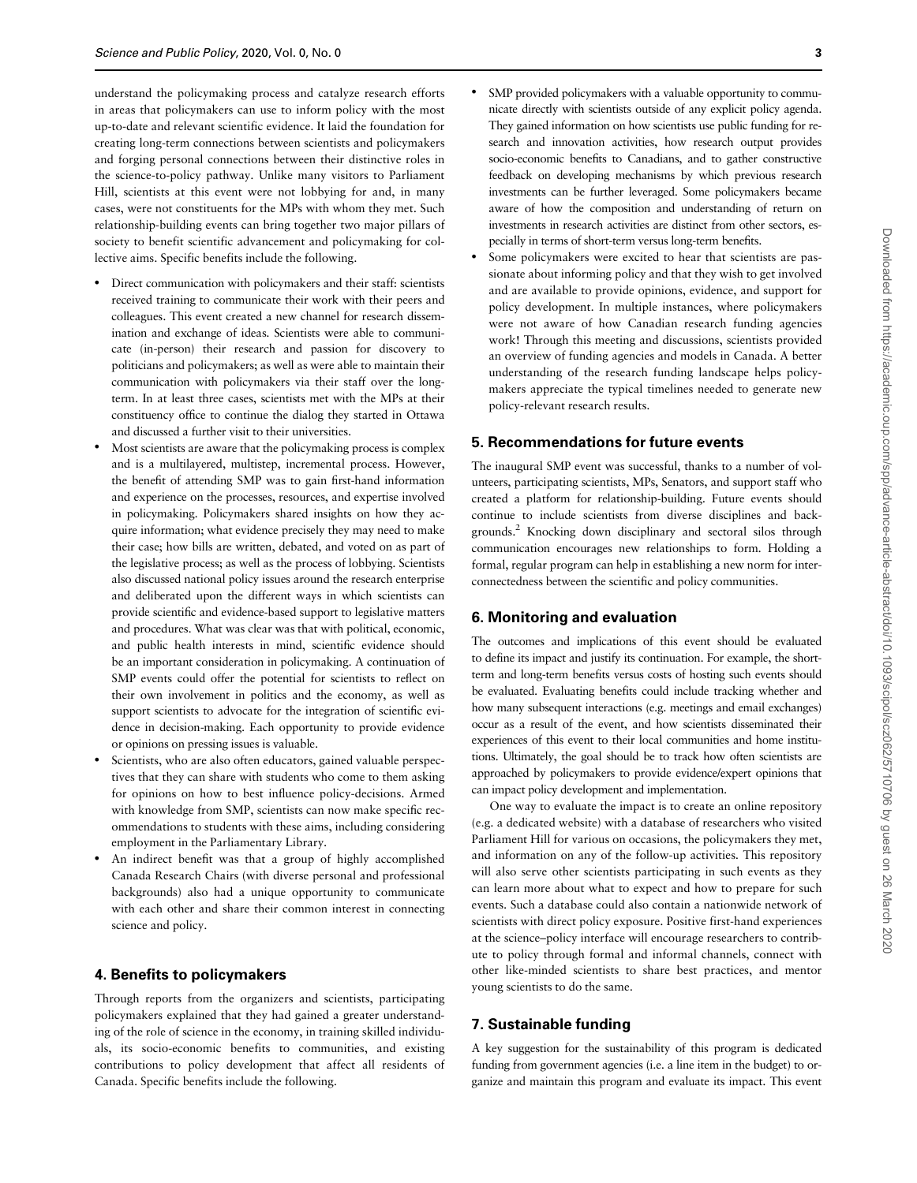understand the policymaking process and catalyze research efforts in areas that policymakers can use to inform policy with the most up-to-date and relevant scientific evidence. It laid the foundation for creating long-term connections between scientists and policymakers and forging personal connections between their distinctive roles in the science-to-policy pathway. Unlike many visitors to Parliament Hill, scientists at this event were not lobbying for and, in many cases, were not constituents for the MPs with whom they met. Such relationship-building events can bring together two major pillars of society to benefit scientific advancement and policymaking for collective aims. Specific benefits include the following.

- Direct communication with policymakers and their staff: scientists received training to communicate their work with their peers and colleagues. This event created a new channel for research dissemination and exchange of ideas. Scientists were able to communicate (in-person) their research and passion for discovery to politicians and policymakers; as well as were able to maintain their communication with policymakers via their staff over the long-term. In at least three cases, scientists met with the MPs at their constituency office to continue the dialog they started in Ottawa and discussed a further visit to their universities.
- Most scientists are aware that the policymaking process is complex and is a multilayered, multistep, incremental process. However, the benefit of attending SMP was to gain first-hand information and experience on the processes, resources, and expertise involved in policymaking. Policymakers shared insights on how they acquire information; what evidence precisely they may need to make their case; how bills are written, debated, and voted on as part of the legislative process; as well as the process of lobbying. Scientists also discussed national policy issues around the research enterprise and deliberated upon the different ways in which scientists can provide scientific and evidence-based support to legislative matters and procedures. What was clear was that with political, economic, and public health interests in mind, scientific evidence should be an important consideration in policymaking. A continuation of SMP events could offer the potential for scientists to reflect on their own involvement in politics and the economy, as well as support scientists to advocate for the integration of scientific evidence in decision-making. Each opportunity to provide evidence or opinions on pressing issues is valuable.
- Scientists, who are also often educators, gained valuable perspectives that they can share with students who come to them asking for opinions on how to best influence policy-decisions. Armed with knowledge from SMP, scientists can now make specific recommendations to students with these aims, including considering employment in the Parliamentary Library.
- An indirect benefit was that a group of highly accomplished Canada Research Chairs (with diverse personal and professional backgrounds) also had a unique opportunity to communicate with each other and share their common interest in connecting science and policy.

## 4. Benefits to policymakers

Through reports from the organizers and scientists, participating policymakers explained that they had gained a greater understanding of the role of science in the economy, in training skilled individuals, its socio-economic benefits to communities, and existing contributions to policy development that affect all residents of Canada. Specific benefits include the following.

- SMP provided policymakers with a valuable opportunity to communicate directly with scientists outside of any explicit policy agenda. They gained information on how scientists use public funding for research and innovation activities, how research output provides socio-economic benefits to Canadians, and to gather constructive feedback on developing mechanisms by which previous research investments can be further leveraged. Some policymakers became aware of how the composition and understanding of return on investments in research activities are distinct from other sectors, especially in terms of short-term versus long-term benefits.
- Some policymakers were excited to hear that scientists are passionate about informing policy and that they wish to get involved and are available to provide opinions, evidence, and support for policy development. In multiple instances, where policymakers were not aware of how Canadian research funding agencies work! Through this meeting and discussions, scientists provided an overview of funding agencies and models in Canada. A better understanding of the research funding landscape helps policymakers appreciate the typical timelines needed to generate new policy-relevant research results.

## 5. Recommendations for future events

The inaugural SMP event was successful, thanks to a number of volunteers, participating scientists, MPs, Senators, and support staff who created a platform for relationship-building. Future events should continue to include scientists from diverse disciplines and backgrounds.[2] Knocking down disciplinary and sectoral silos through communication encourages new relationships to form. Holding a formal, regular program can help in establishing a new norm for interconnectedness between the scientific and policy communities.

## 6. Monitoring and evaluation

The outcomes and implications of this event should be evaluated to define its impact and justify its continuation. For example, the short-term and long-term benefits versus costs of hosting such events should be evaluated. Evaluating benefits could include tracking whether and how many subsequent interactions (e.g. meetings and email exchanges) occur as a result of the event, and how scientists disseminated their experiences of this event to their local communities and home institutions. Ultimately, the goal should be to track how often scientists are approached by policymakers to provide evidence/expert opinions that can impact policy development and implementation.

One way to evaluate the impact is to create an online repository (e.g. a dedicated website) with a database of researchers who visited Parliament Hill for various on occasions, the policymakers they met, and information on any of the follow-up activities. This repository will also serve other scientists participating in such events as they can learn more about what to expect and how to prepare for such events. Such a database could also contain a nationwide network of scientists with direct policy exposure. Positive first-hand experiences at the science–policy interface will encourage researchers to contribute to policy through formal and informal channels, connect with other like-minded scientists to share best practices, and mentor young scientists to do the same.

## 7. Sustainable funding

A key suggestion for the sustainability of this program is dedicated funding from government agencies (i.e. a line item in the budget) to organize and maintain this program and evaluate its impact. This event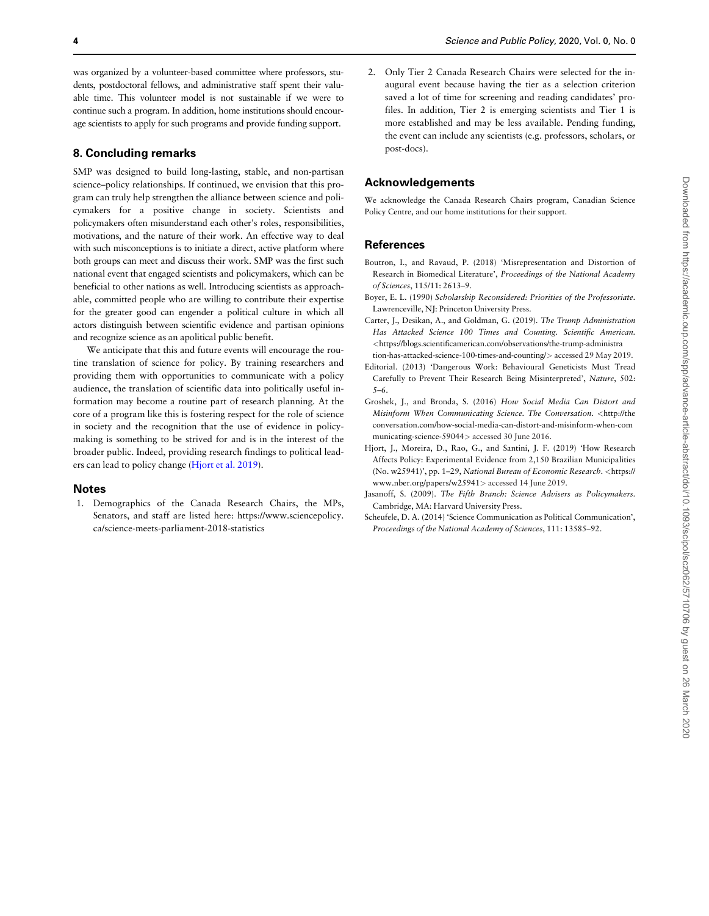was organized by a volunteer-based committee where professors, students, postdoctoral fellows, and administrative staff spent their valuable time. This volunteer model is not sustainable if we were to continue such a program. In addition, home institutions should encourage scientists to apply for such programs and provide funding support.

## 8. Concluding remarks

SMP was designed to build long-lasting, stable, and non-partisan science–policy relationships. If continued, we envision that this program can truly help strengthen the alliance between science and policymakers for a positive change in society. Scientists and policymakers often misunderstand each other's roles, responsibilities, motivations, and the nature of their work. An effective way to deal with such misconceptions is to initiate a direct, active platform where both groups can meet and discuss their work. SMP was the first such national event that engaged scientists and policymakers, which can be beneficial to other nations as well. Introducing scientists as approachable, committed people who are willing to contribute their expertise for the greater good can engender a political culture in which all actors distinguish between scientific evidence and partisan opinions and recognize science as an apolitical public benefit.

We anticipate that this and future events will encourage the routine translation of science for policy. By training researchers and providing them with opportunities to communicate with a policy audience, the translation of scientific data into politically useful information may become a routine part of research planning. At the core of a program like this is fostering respect for the role of science in society and the recognition that the use of evidence in policymaking is something to be strived for and is in the interest of the broader public. Indeed, providing research findings to political leaders can lead to policy change (Hjort et al. 2019).

## Notes

1. Demographics of the Canada Research Chairs, the MPs, Senators, and staff are listed here: https://www.sciencepolicy.ca/science-meets-parliament-2018-statistics
2. Only Tier 2 Canada Research Chairs were selected for the inaugural event because having the tier as a selection criterion saved a lot of time for screening and reading candidates' profiles. In addition, Tier 2 is emerging scientists and Tier 1 is more established and may be less available. Pending funding, the event can include any scientists (e.g. professors, scholars, or post-docs).

## Acknowledgements

We acknowledge the Canada Research Chairs program, Canadian Science Policy Centre, and our home institutions for their support.

## References

Boutron, I., and Ravaud, P. (2018) 'Misrepresentation and Distortion of Research in Biomedical Literature', *Proceedings of the National Academy of Sciences*, 115/11: 2613–9.

Boyer, E. L. (1990) *Scholarship Reconsidered: Priorities of the Professoriate*. Lawrenceville, NJ: Princeton University Press.

Carter, J., Desikan, A., and Goldman, G. (2019). *The Trump Administration Has Attacked Science 100 Times and Counting. Scientific American*. <https://blogs.scientificamerican.com/observations/the-trump-administration-has-attacked-science-100-times-and-counting/> accessed 29 May 2019.

Editorial. (2013) 'Dangerous Work: Behavioural Geneticists Must Tread Carefully to Prevent Their Research Being Misinterpreted', *Nature*, 502: 5–6.

Groshek, J., and Bronda, S. (2016) *How Social Media Can Distort and Misinform When Communicating Science. The Conversation*. <http://theconversation.com/how-social-media-can-distort-and-misinform-when-communicating-science-59044> accessed 30 June 2016.

Hjort, J., Moreira, D., Rao, G., and Santini, J. F. (2019) 'How Research Affects Policy: Experimental Evidence from 2,150 Brazilian Municipalities (No. w25941)', pp. 1–29, *National Bureau of Economic Research*. <https://www.nber.org/papers/w25941> accessed 14 June 2019.

Jasanoff, S. (2009). *The Fifth Branch: Science Advisers as Policymakers*. Cambridge, MA: Harvard University Press.

Scheufele, D. A. (2014) 'Science Communication as Political Communication', *Proceedings of the National Academy of Sciences*, 111: 13585–92.